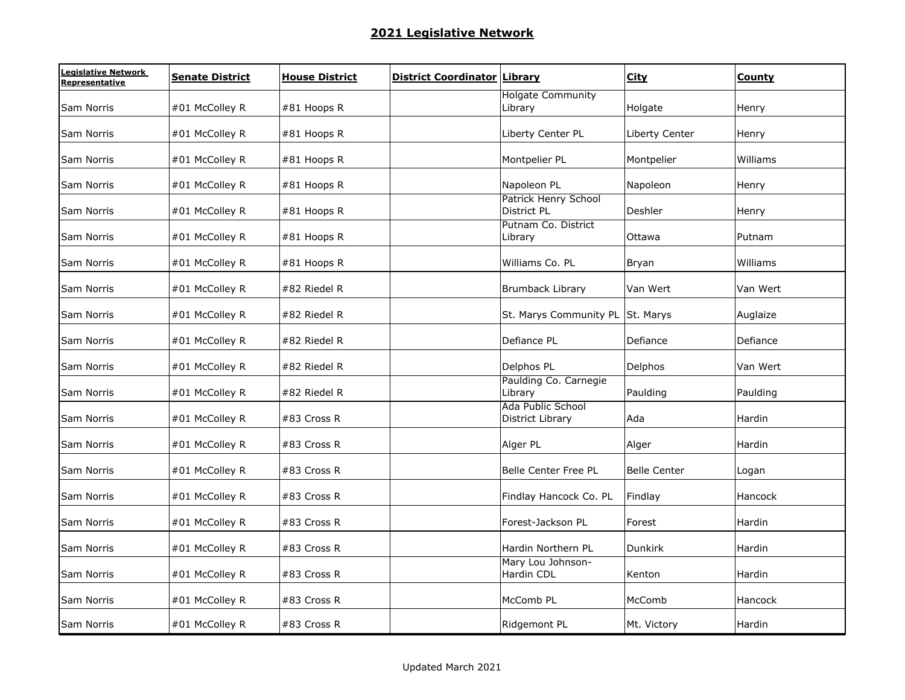## 2021 Legislative Network

| Legislative Network Representative | Senate District | House District | District Coordinator | Library | City | County |
|---|---|---|---|---|---|---|
| Sam Norris | #01 McColley R | #81 Hoops R | | Holgate Community Library | Holgate | Henry |
| Sam Norris | #01 McColley R | #81 Hoops R | | Liberty Center PL | Liberty Center | Henry |
| Sam Norris | #01 McColley R | #81 Hoops R | | Montpelier PL | Montpelier | Williams |
| Sam Norris | #01 McColley R | #81 Hoops R | | Napoleon PL | Napoleon | Henry |
| Sam Norris | #01 McColley R | #81 Hoops R | | Patrick Henry School District PL | Deshler | Henry |
| Sam Norris | #01 McColley R | #81 Hoops R | | Putnam Co. District Library | Ottawa | Putnam |
| Sam Norris | #01 McColley R | #81 Hoops R | | Williams Co. PL | Bryan | Williams |
| Sam Norris | #01 McColley R | #82 Riedel R | | Brumback Library | Van Wert | Van Wert |
| Sam Norris | #01 McColley R | #82 Riedel R | | St. Marys Community PL | St. Marys | Auglaize |
| Sam Norris | #01 McColley R | #82 Riedel R | | Defiance PL | Defiance | Defiance |
| Sam Norris | #01 McColley R | #82 Riedel R | | Delphos PL | Delphos | Van Wert |
| Sam Norris | #01 McColley R | #82 Riedel R | | Paulding Co. Carnegie Library | Paulding | Paulding |
| Sam Norris | #01 McColley R | #83 Cross R | | Ada Public School District Library | Ada | Hardin |
| Sam Norris | #01 McColley R | #83 Cross R | | Alger PL | Alger | Hardin |
| Sam Norris | #01 McColley R | #83 Cross R | | Belle Center Free PL | Belle Center | Logan |
| Sam Norris | #01 McColley R | #83 Cross R | | Findlay Hancock Co. PL | Findlay | Hancock |
| Sam Norris | #01 McColley R | #83 Cross R | | Forest-Jackson PL | Forest | Hardin |
| Sam Norris | #01 McColley R | #83 Cross R | | Hardin Northern PL | Dunkirk | Hardin |
| Sam Norris | #01 McColley R | #83 Cross R | | Mary Lou Johnson-Hardin CDL | Kenton | Hardin |
| Sam Norris | #01 McColley R | #83 Cross R | | McComb PL | McComb | Hancock |
| Sam Norris | #01 McColley R | #83 Cross R | | Ridgemont PL | Mt. Victory | Hardin |

Updated March 2021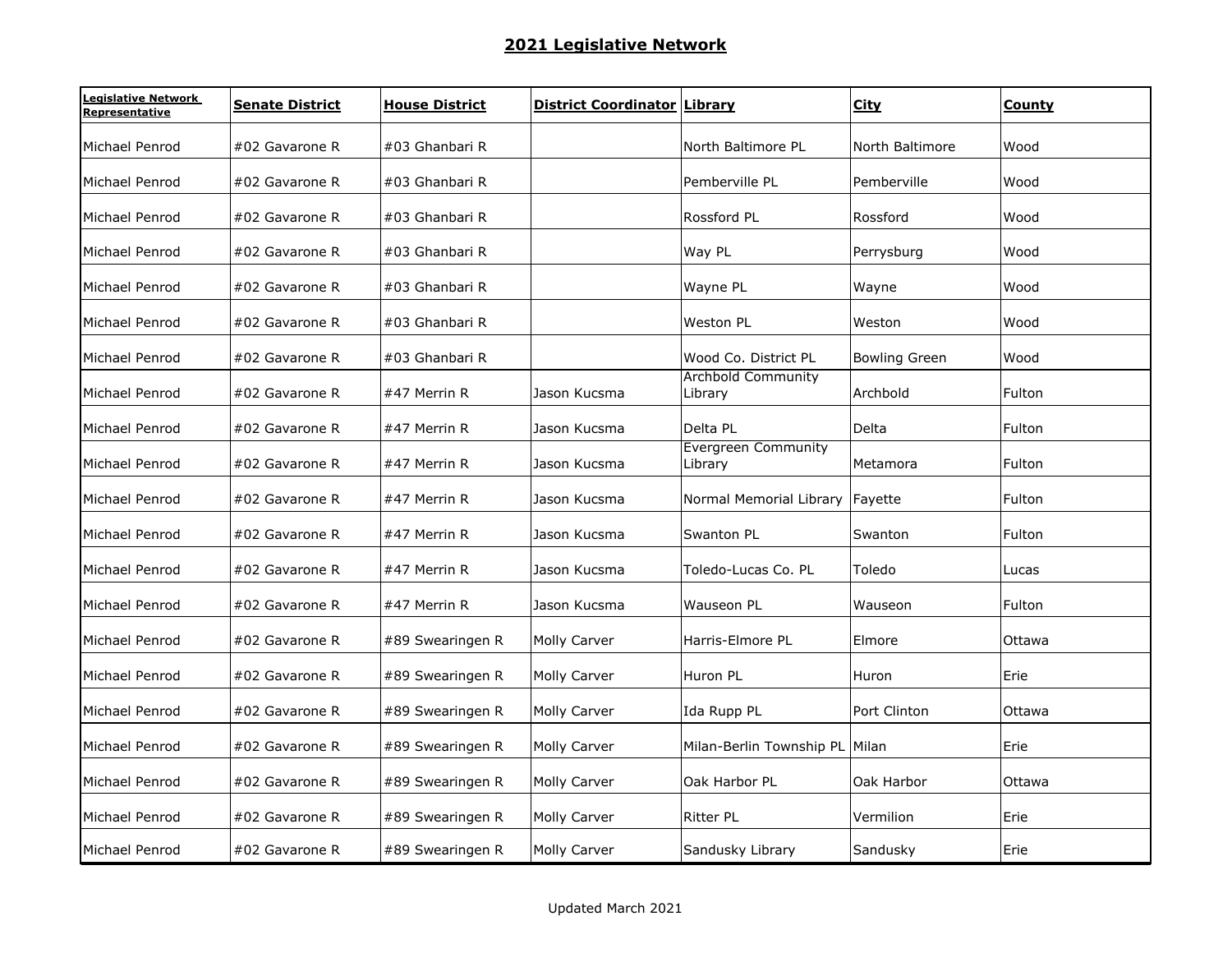## 2021 Legislative Network

| Legislative Network Representative | Senate District | House District | District Coordinator | Library | City | County |
|---|---|---|---|---|---|---|
| Michael Penrod | #02 Gavarone R | #03 Ghanbari R | | North Baltimore PL | North Baltimore | Wood |
| Michael Penrod | #02 Gavarone R | #03 Ghanbari R | | Pemberville PL | Pemberville | Wood |
| Michael Penrod | #02 Gavarone R | #03 Ghanbari R | | Rossford PL | Rossford | Wood |
| Michael Penrod | #02 Gavarone R | #03 Ghanbari R | | Way PL | Perrysburg | Wood |
| Michael Penrod | #02 Gavarone R | #03 Ghanbari R | | Wayne PL | Wayne | Wood |
| Michael Penrod | #02 Gavarone R | #03 Ghanbari R | | Weston PL | Weston | Wood |
| Michael Penrod | #02 Gavarone R | #03 Ghanbari R | | Wood Co. District PL | Bowling Green | Wood |
| Michael Penrod | #02 Gavarone R | #47 Merrin R | Jason Kucsma | Archbold Community Library | Archbold | Fulton |
| Michael Penrod | #02 Gavarone R | #47 Merrin R | Jason Kucsma | Delta PL | Delta | Fulton |
| Michael Penrod | #02 Gavarone R | #47 Merrin R | Jason Kucsma | Evergreen Community Library | Metamora | Fulton |
| Michael Penrod | #02 Gavarone R | #47 Merrin R | Jason Kucsma | Normal Memorial Library | Fayette | Fulton |
| Michael Penrod | #02 Gavarone R | #47 Merrin R | Jason Kucsma | Swanton PL | Swanton | Fulton |
| Michael Penrod | #02 Gavarone R | #47 Merrin R | Jason Kucsma | Toledo-Lucas Co. PL | Toledo | Lucas |
| Michael Penrod | #02 Gavarone R | #47 Merrin R | Jason Kucsma | Wauseon PL | Wauseon | Fulton |
| Michael Penrod | #02 Gavarone R | #89 Swearingen R | Molly Carver | Harris-Elmore PL | Elmore | Ottawa |
| Michael Penrod | #02 Gavarone R | #89 Swearingen R | Molly Carver | Huron PL | Huron | Erie |
| Michael Penrod | #02 Gavarone R | #89 Swearingen R | Molly Carver | Ida Rupp PL | Port Clinton | Ottawa |
| Michael Penrod | #02 Gavarone R | #89 Swearingen R | Molly Carver | Milan-Berlin Township PL | Milan | Erie |
| Michael Penrod | #02 Gavarone R | #89 Swearingen R | Molly Carver | Oak Harbor PL | Oak Harbor | Ottawa |
| Michael Penrod | #02 Gavarone R | #89 Swearingen R | Molly Carver | Ritter PL | Vermilion | Erie |
| Michael Penrod | #02 Gavarone R | #89 Swearingen R | Molly Carver | Sandusky Library | Sandusky | Erie |

Updated March 2021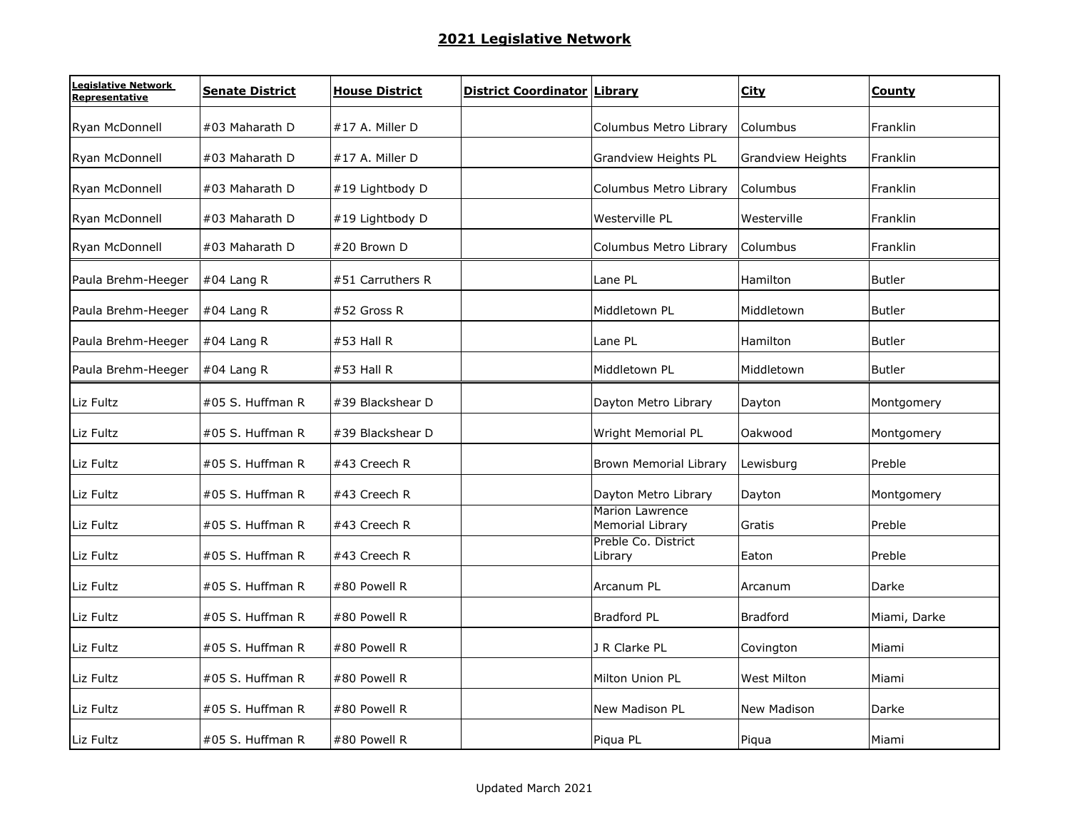## 2021 Legislative Network

| Legislative Network Representative | Senate District | House District | District Coordinator | Library | City | County |
|---|---|---|---|---|---|---|
| Ryan McDonnell | #03 Maharath D | #17 A. Miller D | | Columbus Metro Library | Columbus | Franklin |
| Ryan McDonnell | #03 Maharath D | #17 A. Miller D | | Grandview Heights PL | Grandview Heights | Franklin |
| Ryan McDonnell | #03 Maharath D | #19 Lightbody D | | Columbus Metro Library | Columbus | Franklin |
| Ryan McDonnell | #03 Maharath D | #19 Lightbody D | | Westerville PL | Westerville | Franklin |
| Ryan McDonnell | #03 Maharath D | #20 Brown D | | Columbus Metro Library | Columbus | Franklin |
| Paula Brehm-Heeger | #04 Lang R | #51 Carruthers R | | Lane PL | Hamilton | Butler |
| Paula Brehm-Heeger | #04 Lang R | #52 Gross R | | Middletown PL | Middletown | Butler |
| Paula Brehm-Heeger | #04 Lang R | #53 Hall R | | Lane PL | Hamilton | Butler |
| Paula Brehm-Heeger | #04 Lang R | #53 Hall R | | Middletown PL | Middletown | Butler |
| Liz Fultz | #05 S. Huffman R | #39 Blackshear D | | Dayton Metro Library | Dayton | Montgomery |
| Liz Fultz | #05 S. Huffman R | #39 Blackshear D | | Wright Memorial PL | Oakwood | Montgomery |
| Liz Fultz | #05 S. Huffman R | #43 Creech R | | Brown Memorial Library | Lewisburg | Preble |
| Liz Fultz | #05 S. Huffman R | #43 Creech R | | Dayton Metro Library | Dayton | Montgomery |
| Liz Fultz | #05 S. Huffman R | #43 Creech R | | Marion Lawrence Memorial Library | Gratis | Preble |
| Liz Fultz | #05 S. Huffman R | #43 Creech R | | Preble Co. District Library | Eaton | Preble |
| Liz Fultz | #05 S. Huffman R | #80 Powell R | | Arcanum PL | Arcanum | Darke |
| Liz Fultz | #05 S. Huffman R | #80 Powell R | | Bradford PL | Bradford | Miami, Darke |
| Liz Fultz | #05 S. Huffman R | #80 Powell R | | J R Clarke PL | Covington | Miami |
| Liz Fultz | #05 S. Huffman R | #80 Powell R | | Milton Union PL | West Milton | Miami |
| Liz Fultz | #05 S. Huffman R | #80 Powell R | | New Madison PL | New Madison | Darke |
| Liz Fultz | #05 S. Huffman R | #80 Powell R | | Piqua PL | Piqua | Miami |

Updated March 2021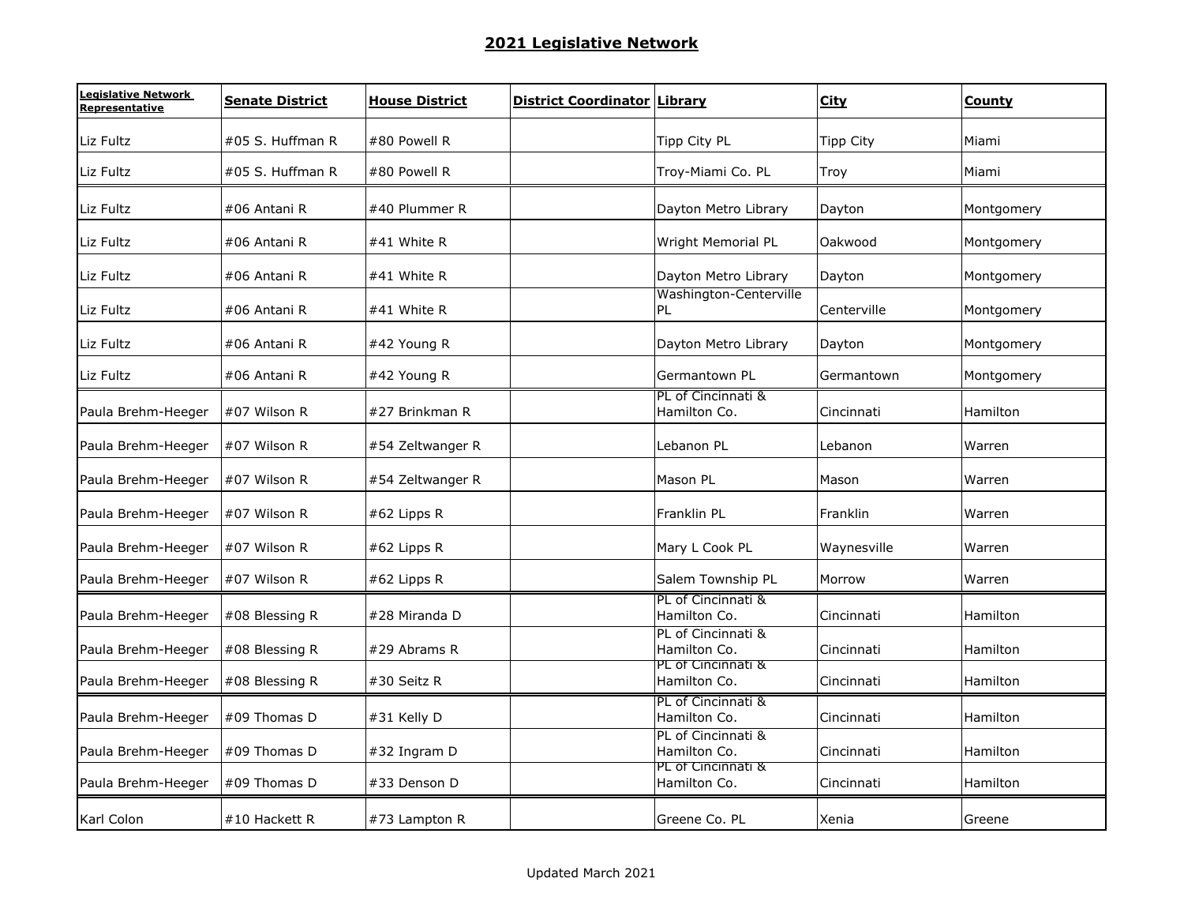## 2021 Legislative Network

| Legislative Network Representative | Senate District | House District | District Coordinator | Library | City | County |
|---|---|---|---|---|---|---|
| Liz Fultz | #05 S. Huffman R | #80 Powell R | | Tipp City PL | Tipp City | Miami |
| Liz Fultz | #05 S. Huffman R | #80 Powell R | | Troy-Miami Co. PL | Troy | Miami |
| Liz Fultz | #06 Antani R | #40 Plummer R | | Dayton Metro Library | Dayton | Montgomery |
| Liz Fultz | #06 Antani R | #41 White R | | Wright Memorial PL | Oakwood | Montgomery |
| Liz Fultz | #06 Antani R | #41 White R | | Dayton Metro Library | Dayton | Montgomery |
| Liz Fultz | #06 Antani R | #41 White R | | Washington-Centerville PL | Centerville | Montgomery |
| Liz Fultz | #06 Antani R | #42 Young R | | Dayton Metro Library | Dayton | Montgomery |
| Liz Fultz | #06 Antani R | #42 Young R | | Germantown PL | Germantown | Montgomery |
| Paula Brehm-Heeger | #07 Wilson R | #27 Brinkman R | | PL of Cincinnati & Hamilton Co. | Cincinnati | Hamilton |
| Paula Brehm-Heeger | #07 Wilson R | #54 Zeltwanger R | | Lebanon PL | Lebanon | Warren |
| Paula Brehm-Heeger | #07 Wilson R | #54 Zeltwanger R | | Mason PL | Mason | Warren |
| Paula Brehm-Heeger | #07 Wilson R | #62 Lipps R | | Franklin PL | Franklin | Warren |
| Paula Brehm-Heeger | #07 Wilson R | #62 Lipps R | | Mary L Cook PL | Waynesville | Warren |
| Paula Brehm-Heeger | #07 Wilson R | #62 Lipps R | | Salem Township PL | Morrow | Warren |
| Paula Brehm-Heeger | #08 Blessing R | #28 Miranda D | | PL of Cincinnati & Hamilton Co. | Cincinnati | Hamilton |
| Paula Brehm-Heeger | #08 Blessing R | #29 Abrams R | | PL of Cincinnati & Hamilton Co. | Cincinnati | Hamilton |
| Paula Brehm-Heeger | #08 Blessing R | #30 Seitz R | | PL of Cincinnati & Hamilton Co. | Cincinnati | Hamilton |
| Paula Brehm-Heeger | #09 Thomas D | #31 Kelly D | | PL of Cincinnati & Hamilton Co. | Cincinnati | Hamilton |
| Paula Brehm-Heeger | #09 Thomas D | #32 Ingram D | | PL of Cincinnati & Hamilton Co. | Cincinnati | Hamilton |
| Paula Brehm-Heeger | #09 Thomas D | #33 Denson D | | PL of Cincinnati & Hamilton Co. | Cincinnati | Hamilton |
| Karl Colon | #10 Hackett R | #73 Lampton R | | Greene Co. PL | Xenia | Greene |

Updated March 2021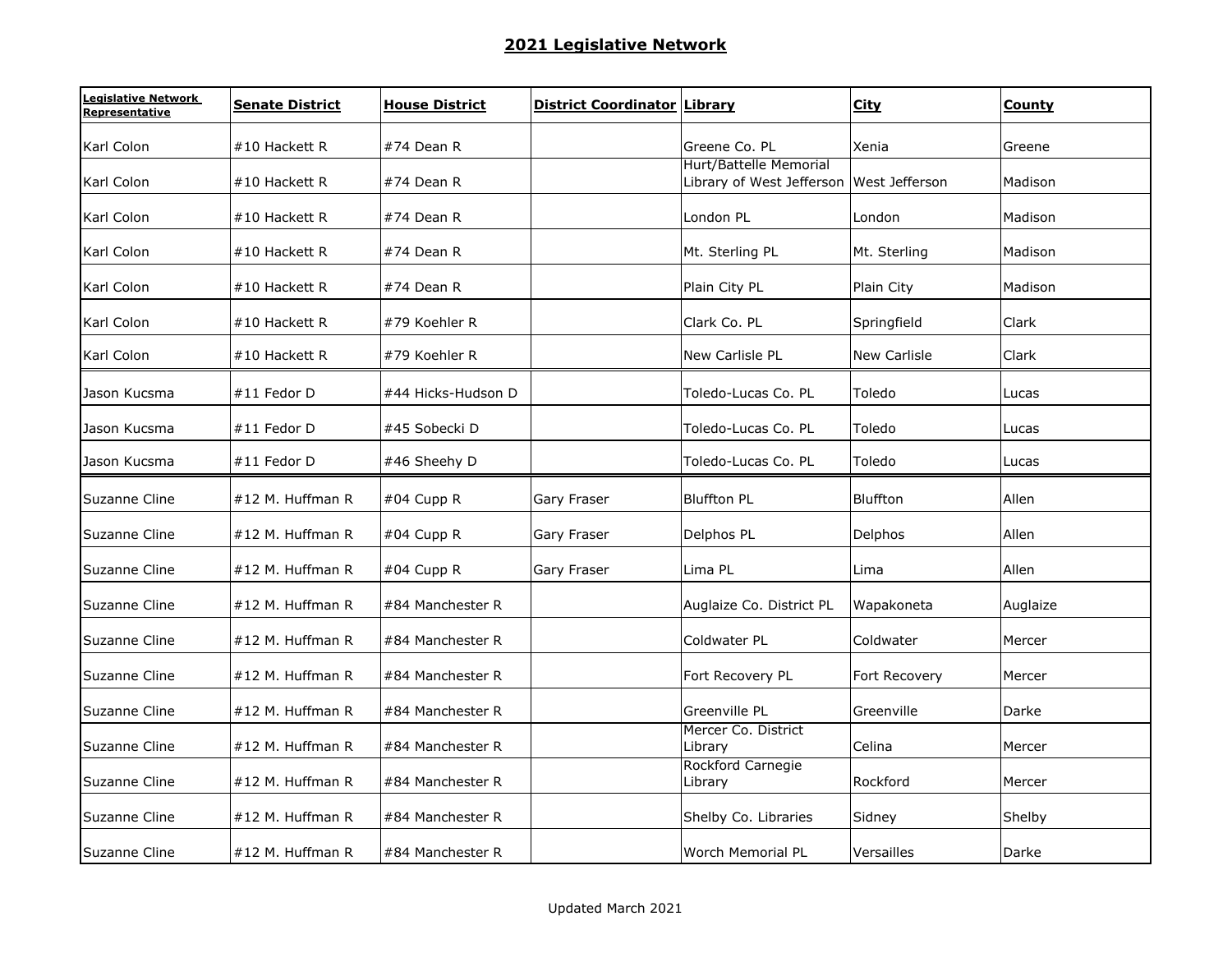## 2021 Legislative Network

| Legislative Network Representative | Senate District | House District | District Coordinator | Library | City | County |
|---|---|---|---|---|---|---|
| Karl Colon | #10 Hackett R | #74 Dean R | | Greene Co. PL | Xenia | Greene |
| Karl Colon | #10 Hackett R | #74 Dean R | | Hurt/Battelle Memorial Library of West Jefferson | West Jefferson | Madison |
| Karl Colon | #10 Hackett R | #74 Dean R | | London PL | London | Madison |
| Karl Colon | #10 Hackett R | #74 Dean R | | Mt. Sterling PL | Mt. Sterling | Madison |
| Karl Colon | #10 Hackett R | #74 Dean R | | Plain City PL | Plain City | Madison |
| Karl Colon | #10 Hackett R | #79 Koehler R | | Clark Co. PL | Springfield | Clark |
| Karl Colon | #10 Hackett R | #79 Koehler R | | New Carlisle PL | New Carlisle | Clark |
| Jason Kucsma | #11 Fedor D | #44 Hicks-Hudson D | | Toledo-Lucas Co. PL | Toledo | Lucas |
| Jason Kucsma | #11 Fedor D | #45 Sobecki D | | Toledo-Lucas Co. PL | Toledo | Lucas |
| Jason Kucsma | #11 Fedor D | #46 Sheehy D | | Toledo-Lucas Co. PL | Toledo | Lucas |
| Suzanne Cline | #12 M. Huffman R | #04 Cupp R | Gary Fraser | Bluffton PL | Bluffton | Allen |
| Suzanne Cline | #12 M. Huffman R | #04 Cupp R | Gary Fraser | Delphos PL | Delphos | Allen |
| Suzanne Cline | #12 M. Huffman R | #04 Cupp R | Gary Fraser | Lima PL | Lima | Allen |
| Suzanne Cline | #12 M. Huffman R | #84 Manchester R | | Auglaize Co. District PL | Wapakoneta | Auglaize |
| Suzanne Cline | #12 M. Huffman R | #84 Manchester R | | Coldwater PL | Coldwater | Mercer |
| Suzanne Cline | #12 M. Huffman R | #84 Manchester R | | Fort Recovery PL | Fort Recovery | Mercer |
| Suzanne Cline | #12 M. Huffman R | #84 Manchester R | | Greenville PL | Greenville | Darke |
| Suzanne Cline | #12 M. Huffman R | #84 Manchester R | | Mercer Co. District Library | Celina | Mercer |
| Suzanne Cline | #12 M. Huffman R | #84 Manchester R | | Rockford Carnegie Library | Rockford | Mercer |
| Suzanne Cline | #12 M. Huffman R | #84 Manchester R | | Shelby Co. Libraries | Sidney | Shelby |
| Suzanne Cline | #12 M. Huffman R | #84 Manchester R | | Worch Memorial PL | Versailles | Darke |

Updated March 2021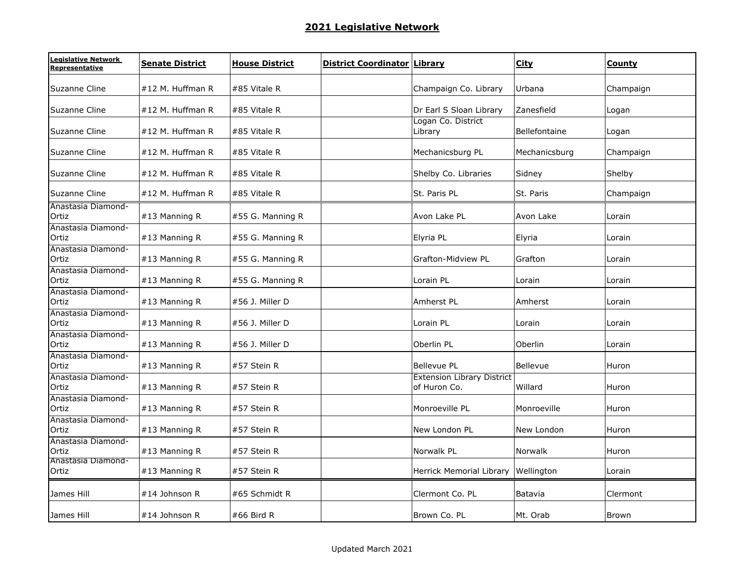## 2021 Legislative Network

| Legislative Network Representative | Senate District | House District | District Coordinator | Library | City | County |
|---|---|---|---|---|---|---|
| Suzanne Cline | #12 M. Huffman R | #85 Vitale R | | Champaign Co. Library | Urbana | Champaign |
| Suzanne Cline | #12 M. Huffman R | #85 Vitale R | | Dr Earl S Sloan Library | Zanesfield | Logan |
| Suzanne Cline | #12 M. Huffman R | #85 Vitale R | | Logan Co. District Library | Bellefontaine | Logan |
| Suzanne Cline | #12 M. Huffman R | #85 Vitale R | | Mechanicsburg PL | Mechanicsburg | Champaign |
| Suzanne Cline | #12 M. Huffman R | #85 Vitale R | | Shelby Co. Libraries | Sidney | Shelby |
| Suzanne Cline | #12 M. Huffman R | #85 Vitale R | | St. Paris PL | St. Paris | Champaign |
| Anastasia Diamond-Ortiz | #13 Manning R | #55 G. Manning R | | Avon Lake PL | Avon Lake | Lorain |
| Anastasia Diamond-Ortiz | #13 Manning R | #55 G. Manning R | | Elyria PL | Elyria | Lorain |
| Anastasia Diamond-Ortiz | #13 Manning R | #55 G. Manning R | | Grafton-Midview PL | Grafton | Lorain |
| Anastasia Diamond-Ortiz | #13 Manning R | #55 G. Manning R | | Lorain PL | Lorain | Lorain |
| Anastasia Diamond-Ortiz | #13 Manning R | #56 J. Miller D | | Amherst PL | Amherst | Lorain |
| Anastasia Diamond-Ortiz | #13 Manning R | #56 J. Miller D | | Lorain PL | Lorain | Lorain |
| Anastasia Diamond-Ortiz | #13 Manning R | #56 J. Miller D | | Oberlin PL | Oberlin | Lorain |
| Anastasia Diamond-Ortiz | #13 Manning R | #57 Stein R | | Bellevue PL | Bellevue | Huron |
| Anastasia Diamond-Ortiz | #13 Manning R | #57 Stein R | | Extension Library District of Huron Co. | Willard | Huron |
| Anastasia Diamond-Ortiz | #13 Manning R | #57 Stein R | | Monroeville PL | Monroeville | Huron |
| Anastasia Diamond-Ortiz | #13 Manning R | #57 Stein R | | New London PL | New London | Huron |
| Anastasia Diamond-Ortiz | #13 Manning R | #57 Stein R | | Norwalk PL | Norwalk | Huron |
| Anastasia Diamond-Ortiz | #13 Manning R | #57 Stein R | | Herrick Memorial Library | Wellington | Lorain |
| James Hill | #14 Johnson R | #65 Schmidt R | | Clermont Co. PL | Batavia | Clermont |
| James Hill | #14 Johnson R | #66 Bird R | | Brown Co. PL | Mt. Orab | Brown |

Updated March 2021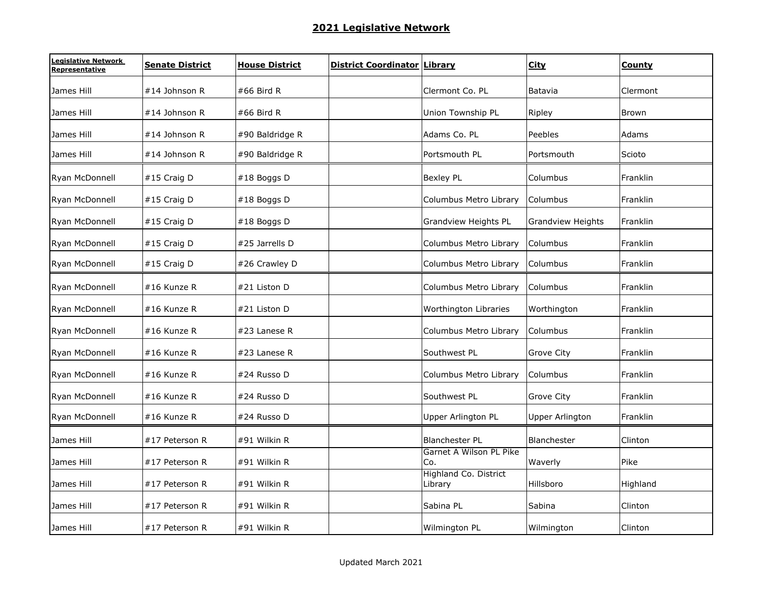## 2021 Legislative Network

| Legislative Network Representative | Senate District | House District | District Coordinator | Library | City | County |
|---|---|---|---|---|---|---|
| James Hill | #14 Johnson R | #66 Bird R | | Clermont Co. PL | Batavia | Clermont |
| James Hill | #14 Johnson R | #66 Bird R | | Union Township PL | Ripley | Brown |
| James Hill | #14 Johnson R | #90 Baldridge R | | Adams Co. PL | Peebles | Adams |
| James Hill | #14 Johnson R | #90 Baldridge R | | Portsmouth PL | Portsmouth | Scioto |
| Ryan McDonnell | #15 Craig D | #18 Boggs D | | Bexley PL | Columbus | Franklin |
| Ryan McDonnell | #15 Craig D | #18 Boggs D | | Columbus Metro Library | Columbus | Franklin |
| Ryan McDonnell | #15 Craig D | #18 Boggs D | | Grandview Heights PL | Grandview Heights | Franklin |
| Ryan McDonnell | #15 Craig D | #25 Jarrells D | | Columbus Metro Library | Columbus | Franklin |
| Ryan McDonnell | #15 Craig D | #26 Crawley D | | Columbus Metro Library | Columbus | Franklin |
| Ryan McDonnell | #16 Kunze R | #21 Liston D | | Columbus Metro Library | Columbus | Franklin |
| Ryan McDonnell | #16 Kunze R | #21 Liston D | | Worthington Libraries | Worthington | Franklin |
| Ryan McDonnell | #16 Kunze R | #23 Lanese R | | Columbus Metro Library | Columbus | Franklin |
| Ryan McDonnell | #16 Kunze R | #23 Lanese R | | Southwest PL | Grove City | Franklin |
| Ryan McDonnell | #16 Kunze R | #24 Russo D | | Columbus Metro Library | Columbus | Franklin |
| Ryan McDonnell | #16 Kunze R | #24 Russo D | | Southwest PL | Grove City | Franklin |
| Ryan McDonnell | #16 Kunze R | #24 Russo D | | Upper Arlington PL | Upper Arlington | Franklin |
| James Hill | #17 Peterson R | #91 Wilkin R | | Blanchester PL | Blanchester | Clinton |
| James Hill | #17 Peterson R | #91 Wilkin R | | Garnet A Wilson PL Pike Co. | Waverly | Pike |
| James Hill | #17 Peterson R | #91 Wilkin R | | Highland Co. District Library | Hillsboro | Highland |
| James Hill | #17 Peterson R | #91 Wilkin R | | Sabina PL | Sabina | Clinton |
| James Hill | #17 Peterson R | #91 Wilkin R | | Wilmington PL | Wilmington | Clinton |

Updated March 2021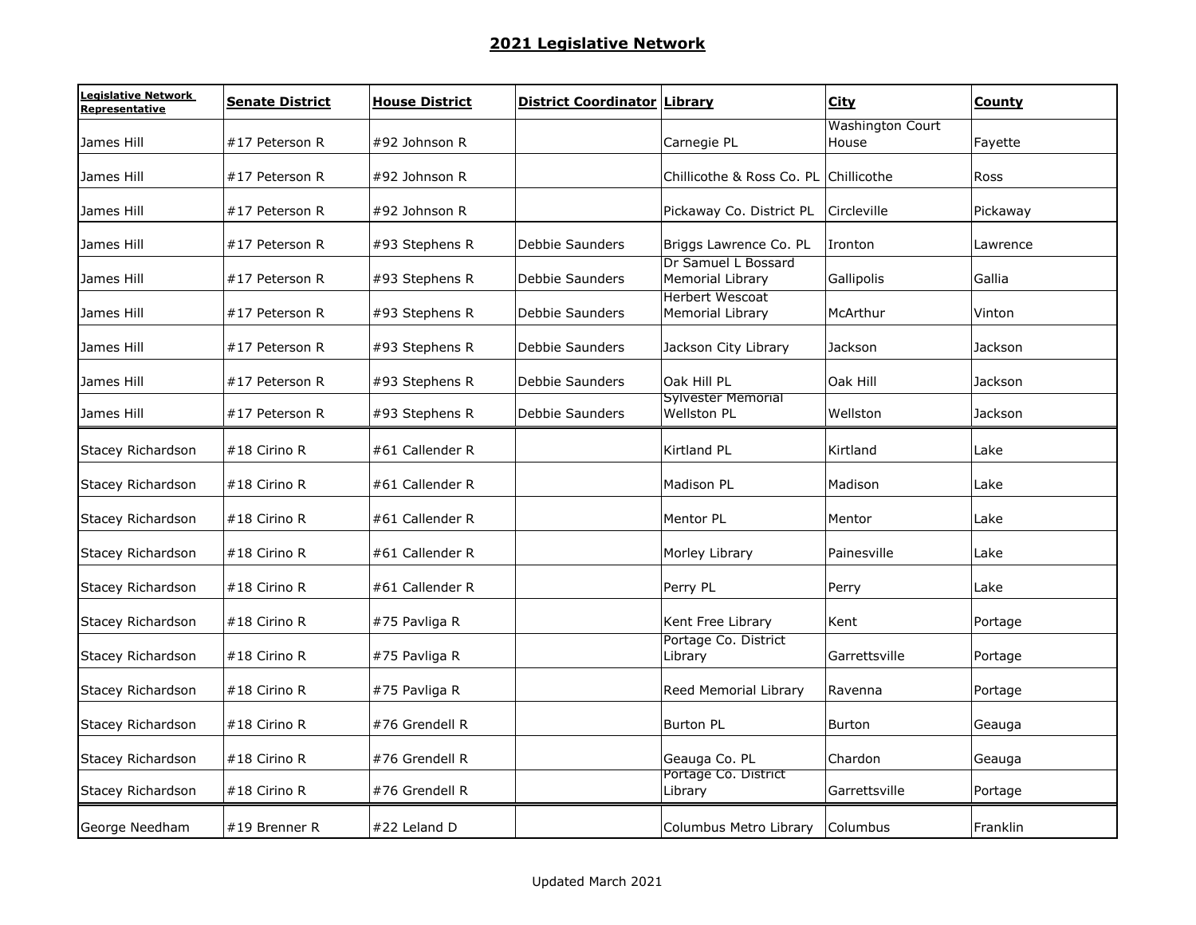## 2021 Legislative Network

| Legislative Network Representative | Senate District | House District | District Coordinator | Library | City | County |
|---|---|---|---|---|---|---|
| James Hill | #17 Peterson R | #92 Johnson R | | Carnegie PL | Washington Court House | Fayette |
| James Hill | #17 Peterson R | #92 Johnson R | | Chillicothe & Ross Co. PL | Chillicothe | Ross |
| James Hill | #17 Peterson R | #92 Johnson R | | Pickaway Co. District PL | Circleville | Pickaway |
| James Hill | #17 Peterson R | #93 Stephens R | Debbie Saunders | Briggs Lawrence Co. PL | Ironton | Lawrence |
| James Hill | #17 Peterson R | #93 Stephens R | Debbie Saunders | Dr Samuel L Bossard Memorial Library | Gallipolis | Gallia |
| James Hill | #17 Peterson R | #93 Stephens R | Debbie Saunders | Herbert Wescoat Memorial Library | McArthur | Vinton |
| James Hill | #17 Peterson R | #93 Stephens R | Debbie Saunders | Jackson City Library | Jackson | Jackson |
| James Hill | #17 Peterson R | #93 Stephens R | Debbie Saunders | Oak Hill PL | Oak Hill | Jackson |
| James Hill | #17 Peterson R | #93 Stephens R | Debbie Saunders | Sylvester Memorial Wellston PL | Wellston | Jackson |
| Stacey Richardson | #18 Cirino R | #61 Callender R | | Kirtland PL | Kirtland | Lake |
| Stacey Richardson | #18 Cirino R | #61 Callender R | | Madison PL | Madison | Lake |
| Stacey Richardson | #18 Cirino R | #61 Callender R | | Mentor PL | Mentor | Lake |
| Stacey Richardson | #18 Cirino R | #61 Callender R | | Morley Library | Painesville | Lake |
| Stacey Richardson | #18 Cirino R | #61 Callender R | | Perry PL | Perry | Lake |
| Stacey Richardson | #18 Cirino R | #75 Pavliga R | | Kent Free Library | Kent | Portage |
| Stacey Richardson | #18 Cirino R | #75 Pavliga R | | Portage Co. District Library | Garrettsville | Portage |
| Stacey Richardson | #18 Cirino R | #75 Pavliga R | | Reed Memorial Library | Ravenna | Portage |
| Stacey Richardson | #18 Cirino R | #76 Grendell R | | Burton PL | Burton | Geauga |
| Stacey Richardson | #18 Cirino R | #76 Grendell R | | Geauga Co. PL | Chardon | Geauga |
| Stacey Richardson | #18 Cirino R | #76 Grendell R | | Portage Co. District Library | Garrettsville | Portage |
| George Needham | #19 Brenner R | #22 Leland D | | Columbus Metro Library | Columbus | Franklin |

Updated March 2021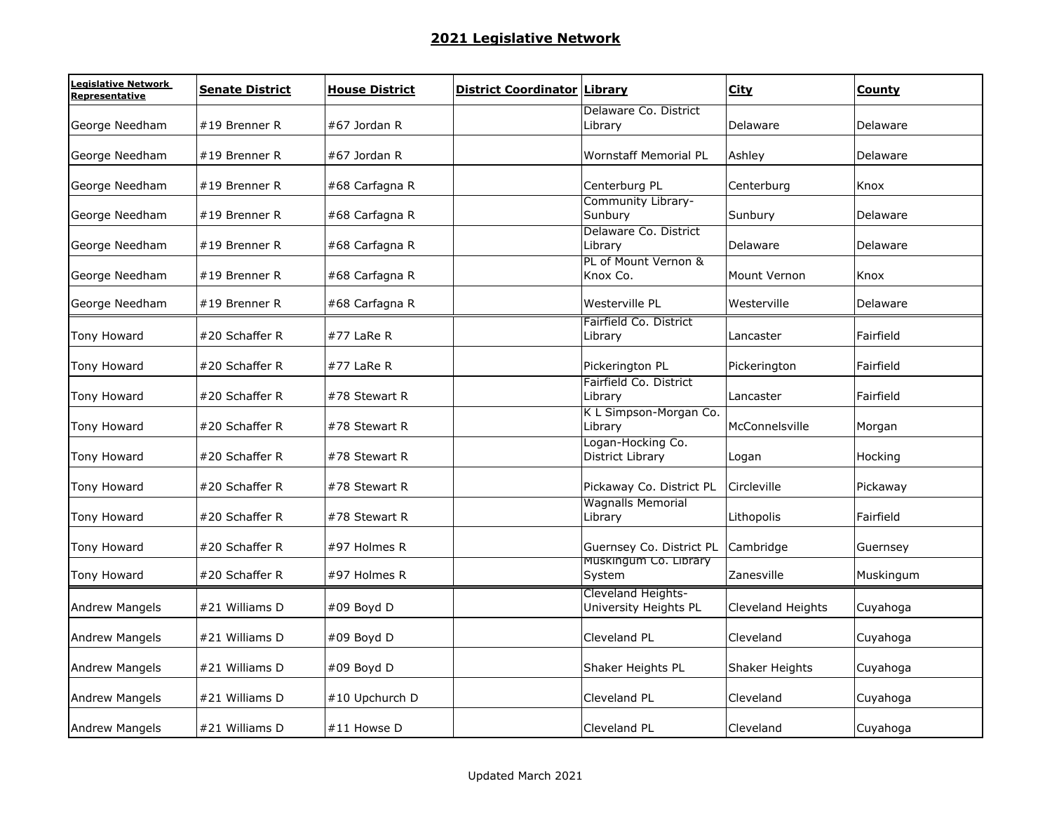## 2021 Legislative Network

| Legislative Network Representative | Senate District | House District | District Coordinator | Library | City | County |
|---|---|---|---|---|---|---|
| George Needham | #19 Brenner R | #67 Jordan R | | Delaware Co. District Library | Delaware | Delaware |
| George Needham | #19 Brenner R | #67 Jordan R | | Wornstaff Memorial PL | Ashley | Delaware |
| George Needham | #19 Brenner R | #68 Carfagna R | | Centerburg PL | Centerburg | Knox |
| George Needham | #19 Brenner R | #68 Carfagna R | | Community Library-Sunbury | Sunbury | Delaware |
| George Needham | #19 Brenner R | #68 Carfagna R | | Delaware Co. District Library | Delaware | Delaware |
| George Needham | #19 Brenner R | #68 Carfagna R | | PL of Mount Vernon & Knox Co. | Mount Vernon | Knox |
| George Needham | #19 Brenner R | #68 Carfagna R | | Westerville PL | Westerville | Delaware |
| Tony Howard | #20 Schaffer R | #77 LaRe R | | Fairfield Co. District Library | Lancaster | Fairfield |
| Tony Howard | #20 Schaffer R | #77 LaRe R | | Pickerington PL | Pickerington | Fairfield |
| Tony Howard | #20 Schaffer R | #78 Stewart R | | Fairfield Co. District Library | Lancaster | Fairfield |
| Tony Howard | #20 Schaffer R | #78 Stewart R | | K L Simpson-Morgan Co. Library | McConnelsville | Morgan |
| Tony Howard | #20 Schaffer R | #78 Stewart R | | Logan-Hocking Co. District Library | Logan | Hocking |
| Tony Howard | #20 Schaffer R | #78 Stewart R | | Pickaway Co. District PL | Circleville | Pickaway |
| Tony Howard | #20 Schaffer R | #78 Stewart R | | Wagnalls Memorial Library | Lithopolis | Fairfield |
| Tony Howard | #20 Schaffer R | #97 Holmes R | | Guernsey Co. District PL | Cambridge | Guernsey |
| Tony Howard | #20 Schaffer R | #97 Holmes R | | Muskingum Co. Library System | Zanesville | Muskingum |
| Andrew Mangels | #21 Williams D | #09 Boyd D | | Cleveland Heights-University Heights PL | Cleveland Heights | Cuyahoga |
| Andrew Mangels | #21 Williams D | #09 Boyd D | | Cleveland PL | Cleveland | Cuyahoga |
| Andrew Mangels | #21 Williams D | #09 Boyd D | | Shaker Heights PL | Shaker Heights | Cuyahoga |
| Andrew Mangels | #21 Williams D | #10 Upchurch D | | Cleveland PL | Cleveland | Cuyahoga |
| Andrew Mangels | #21 Williams D | #11 Howse D | | Cleveland PL | Cleveland | Cuyahoga |

Updated March 2021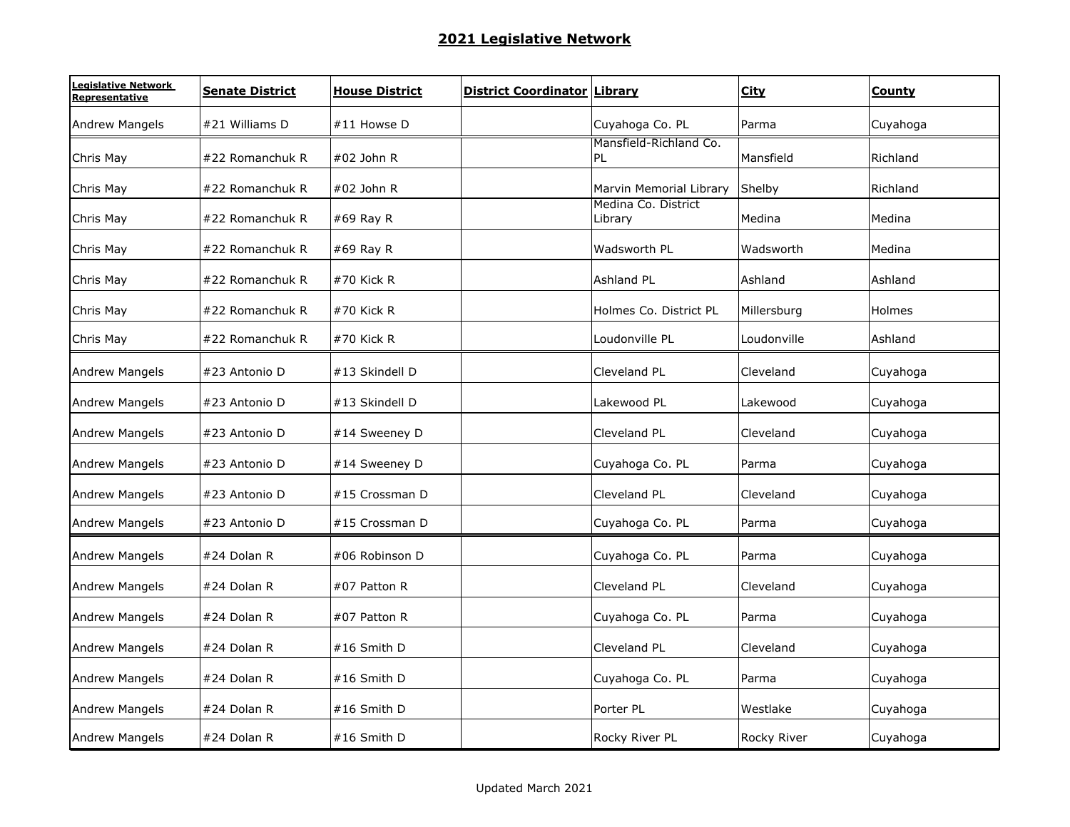## 2021 Legislative Network

| Legislative Network Representative | Senate District | House District | District Coordinator | Library | City | County |
|---|---|---|---|---|---|---|
| Andrew Mangels | #21 Williams D | #11 Howse D | | Cuyahoga Co. PL | Parma | Cuyahoga |
| Chris May | #22 Romanchuk R | #02 John R | | Mansfield-Richland Co. PL | Mansfield | Richland |
| Chris May | #22 Romanchuk R | #02 John R | | Marvin Memorial Library | Shelby | Richland |
| Chris May | #22 Romanchuk R | #69 Ray R | | Medina Co. District Library | Medina | Medina |
| Chris May | #22 Romanchuk R | #69 Ray R | | Wadsworth PL | Wadsworth | Medina |
| Chris May | #22 Romanchuk R | #70 Kick R | | Ashland PL | Ashland | Ashland |
| Chris May | #22 Romanchuk R | #70 Kick R | | Holmes Co. District PL | Millersburg | Holmes |
| Chris May | #22 Romanchuk R | #70 Kick R | | Loudonville PL | Loudonville | Ashland |
| Andrew Mangels | #23 Antonio D | #13 Skindell D | | Cleveland PL | Cleveland | Cuyahoga |
| Andrew Mangels | #23 Antonio D | #13 Skindell D | | Lakewood PL | Lakewood | Cuyahoga |
| Andrew Mangels | #23 Antonio D | #14 Sweeney D | | Cleveland PL | Cleveland | Cuyahoga |
| Andrew Mangels | #23 Antonio D | #14 Sweeney D | | Cuyahoga Co. PL | Parma | Cuyahoga |
| Andrew Mangels | #23 Antonio D | #15 Crossman D | | Cleveland PL | Cleveland | Cuyahoga |
| Andrew Mangels | #23 Antonio D | #15 Crossman D | | Cuyahoga Co. PL | Parma | Cuyahoga |
| Andrew Mangels | #24 Dolan R | #06 Robinson D | | Cuyahoga Co. PL | Parma | Cuyahoga |
| Andrew Mangels | #24 Dolan R | #07 Patton R | | Cleveland PL | Cleveland | Cuyahoga |
| Andrew Mangels | #24 Dolan R | #07 Patton R | | Cuyahoga Co. PL | Parma | Cuyahoga |
| Andrew Mangels | #24 Dolan R | #16 Smith D | | Cleveland PL | Cleveland | Cuyahoga |
| Andrew Mangels | #24 Dolan R | #16 Smith D | | Cuyahoga Co. PL | Parma | Cuyahoga |
| Andrew Mangels | #24 Dolan R | #16 Smith D | | Porter PL | Westlake | Cuyahoga |
| Andrew Mangels | #24 Dolan R | #16 Smith D | | Rocky River PL | Rocky River | Cuyahoga |

Updated March 2021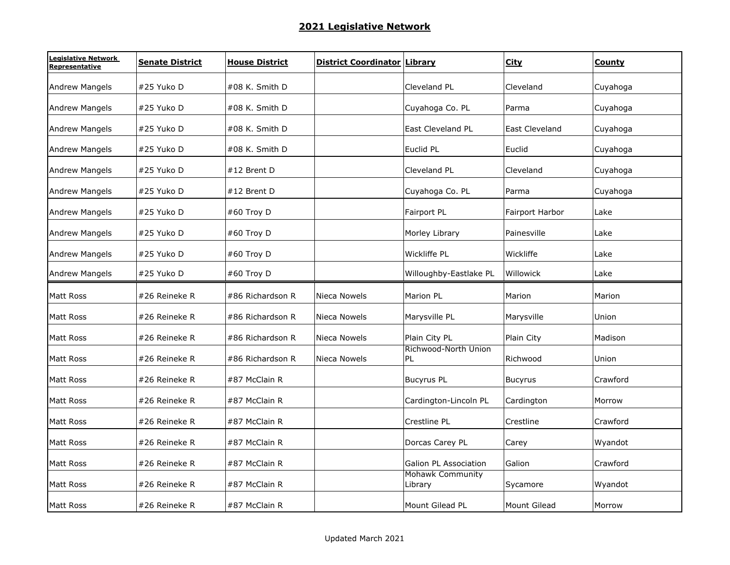## 2021 Legislative Network

| Legislative Network Representative | Senate District | House District | District Coordinator | Library | City | County |
|---|---|---|---|---|---|---|
| Andrew Mangels | #25 Yuko D | #08 K. Smith D | | Cleveland PL | Cleveland | Cuyahoga |
| Andrew Mangels | #25 Yuko D | #08 K. Smith D | | Cuyahoga Co. PL | Parma | Cuyahoga |
| Andrew Mangels | #25 Yuko D | #08 K. Smith D | | East Cleveland PL | East Cleveland | Cuyahoga |
| Andrew Mangels | #25 Yuko D | #08 K. Smith D | | Euclid PL | Euclid | Cuyahoga |
| Andrew Mangels | #25 Yuko D | #12 Brent D | | Cleveland PL | Cleveland | Cuyahoga |
| Andrew Mangels | #25 Yuko D | #12 Brent D | | Cuyahoga Co. PL | Parma | Cuyahoga |
| Andrew Mangels | #25 Yuko D | #60 Troy D | | Fairport PL | Fairport Harbor | Lake |
| Andrew Mangels | #25 Yuko D | #60 Troy D | | Morley Library | Painesville | Lake |
| Andrew Mangels | #25 Yuko D | #60 Troy D | | Wickliffe PL | Wickliffe | Lake |
| Andrew Mangels | #25 Yuko D | #60 Troy D | | Willoughby-Eastlake PL | Willowick | Lake |
| Matt Ross | #26 Reineke R | #86 Richardson R | Nieca Nowels | Marion PL | Marion | Marion |
| Matt Ross | #26 Reineke R | #86 Richardson R | Nieca Nowels | Marysville PL | Marysville | Union |
| Matt Ross | #26 Reineke R | #86 Richardson R | Nieca Nowels | Plain City PL | Plain City | Madison |
| Matt Ross | #26 Reineke R | #86 Richardson R | Nieca Nowels | Richwood-North Union PL | Richwood | Union |
| Matt Ross | #26 Reineke R | #87 McClain R | | Bucyrus PL | Bucyrus | Crawford |
| Matt Ross | #26 Reineke R | #87 McClain R | | Cardington-Lincoln PL | Cardington | Morrow |
| Matt Ross | #26 Reineke R | #87 McClain R | | Crestline PL | Crestline | Crawford |
| Matt Ross | #26 Reineke R | #87 McClain R | | Dorcas Carey PL | Carey | Wyandot |
| Matt Ross | #26 Reineke R | #87 McClain R | | Galion PL Association | Galion | Crawford |
| Matt Ross | #26 Reineke R | #87 McClain R | | Mohawk Community Library | Sycamore | Wyandot |
| Matt Ross | #26 Reineke R | #87 McClain R | | Mount Gilead PL | Mount Gilead | Morrow |

Updated March 2021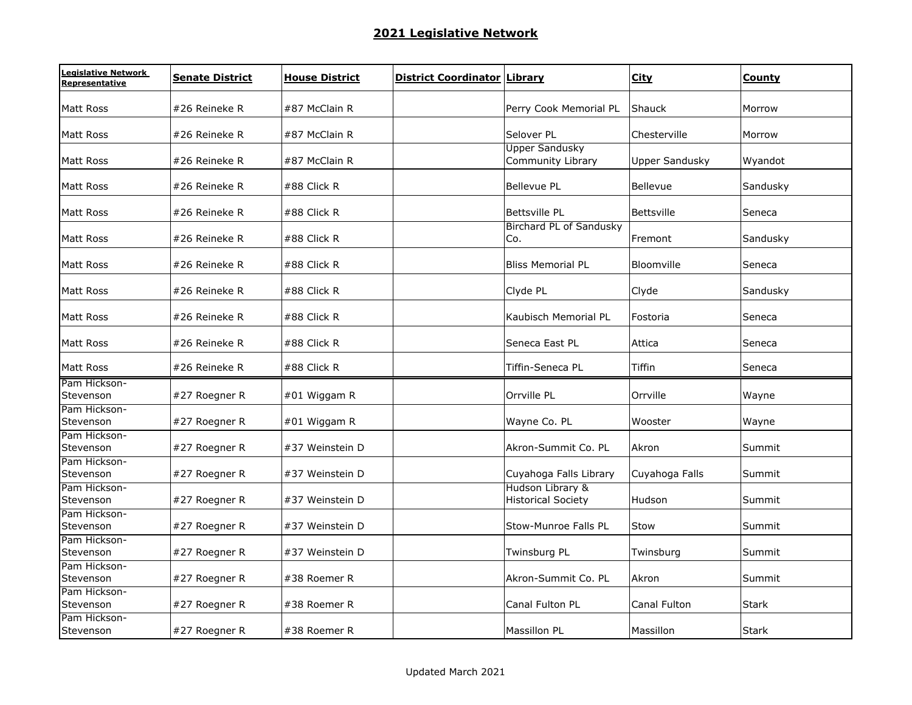## 2021 Legislative Network

| Legislative Network Representative | Senate District | House District | District Coordinator | Library | City | County |
|---|---|---|---|---|---|---|
| Matt Ross | #26 Reineke R | #87 McClain R | | Perry Cook Memorial PL | Shauck | Morrow |
| Matt Ross | #26 Reineke R | #87 McClain R | | Selover PL | Chesterville | Morrow |
| Matt Ross | #26 Reineke R | #87 McClain R | | Upper Sandusky Community Library | Upper Sandusky | Wyandot |
| Matt Ross | #26 Reineke R | #88 Click R | | Bellevue PL | Bellevue | Sandusky |
| Matt Ross | #26 Reineke R | #88 Click R | | Bettsville PL | Bettsville | Seneca |
| Matt Ross | #26 Reineke R | #88 Click R | | Birchard PL of Sandusky Co. | Fremont | Sandusky |
| Matt Ross | #26 Reineke R | #88 Click R | | Bliss Memorial PL | Bloomville | Seneca |
| Matt Ross | #26 Reineke R | #88 Click R | | Clyde PL | Clyde | Sandusky |
| Matt Ross | #26 Reineke R | #88 Click R | | Kaubisch Memorial PL | Fostoria | Seneca |
| Matt Ross | #26 Reineke R | #88 Click R | | Seneca East PL | Attica | Seneca |
| Matt Ross | #26 Reineke R | #88 Click R | | Tiffin-Seneca PL | Tiffin | Seneca |
| Pam Hickson-Stevenson | #27 Roegner R | #01 Wiggam R | | Orrville PL | Orrville | Wayne |
| Pam Hickson-Stevenson | #27 Roegner R | #01 Wiggam R | | Wayne Co. PL | Wooster | Wayne |
| Pam Hickson-Stevenson | #27 Roegner R | #37 Weinstein D | | Akron-Summit Co. PL | Akron | Summit |
| Pam Hickson-Stevenson | #27 Roegner R | #37 Weinstein D | | Cuyahoga Falls Library | Cuyahoga Falls | Summit |
| Pam Hickson-Stevenson | #27 Roegner R | #37 Weinstein D | | Hudson Library & Historical Society | Hudson | Summit |
| Pam Hickson-Stevenson | #27 Roegner R | #37 Weinstein D | | Stow-Munroe Falls PL | Stow | Summit |
| Pam Hickson-Stevenson | #27 Roegner R | #37 Weinstein D | | Twinsburg PL | Twinsburg | Summit |
| Pam Hickson-Stevenson | #27 Roegner R | #38 Roemer R | | Akron-Summit Co. PL | Akron | Summit |
| Pam Hickson-Stevenson | #27 Roegner R | #38 Roemer R | | Canal Fulton PL | Canal Fulton | Stark |
| Pam Hickson-Stevenson | #27 Roegner R | #38 Roemer R | | Massillon PL | Massillon | Stark |

Updated March 2021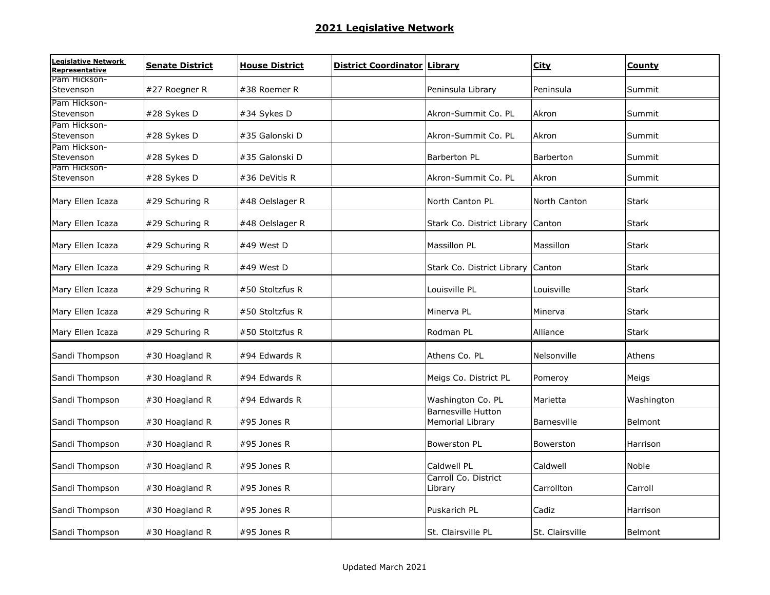## 2021 Legislative Network

| Legislative Network Representative | Senate District | House District | District Coordinator | Library | City | County |
|---|---|---|---|---|---|---|
| Pam Hickson-Stevenson | #27 Roegner R | #38 Roemer R | | Peninsula Library | Peninsula | Summit |
| Pam Hickson-Stevenson | #28 Sykes D | #34 Sykes D | | Akron-Summit Co. PL | Akron | Summit |
| Pam Hickson-Stevenson | #28 Sykes D | #35 Galonski D | | Akron-Summit Co. PL | Akron | Summit |
| Pam Hickson-Stevenson | #28 Sykes D | #35 Galonski D | | Barberton PL | Barberton | Summit |
| Pam Hickson-Stevenson | #28 Sykes D | #36 DeVitis R | | Akron-Summit Co. PL | Akron | Summit |
| Mary Ellen Icaza | #29 Schuring R | #48 Oelslager R | | North Canton PL | North Canton | Stark |
| Mary Ellen Icaza | #29 Schuring R | #48 Oelslager R | | Stark Co. District Library | Canton | Stark |
| Mary Ellen Icaza | #29 Schuring R | #49 West D | | Massillon PL | Massillon | Stark |
| Mary Ellen Icaza | #29 Schuring R | #49 West D | | Stark Co. District Library | Canton | Stark |
| Mary Ellen Icaza | #29 Schuring R | #50 Stoltzfus R | | Louisville PL | Louisville | Stark |
| Mary Ellen Icaza | #29 Schuring R | #50 Stoltzfus R | | Minerva PL | Minerva | Stark |
| Mary Ellen Icaza | #29 Schuring R | #50 Stoltzfus R | | Rodman PL | Alliance | Stark |
| Sandi Thompson | #30 Hoagland R | #94 Edwards R | | Athens Co. PL | Nelsonville | Athens |
| Sandi Thompson | #30 Hoagland R | #94 Edwards R | | Meigs Co. District PL | Pomeroy | Meigs |
| Sandi Thompson | #30 Hoagland R | #94 Edwards R | | Washington Co. PL | Marietta | Washington |
| Sandi Thompson | #30 Hoagland R | #95 Jones R | | Barnesville Hutton Memorial Library | Barnesville | Belmont |
| Sandi Thompson | #30 Hoagland R | #95 Jones R | | Bowerston PL | Bowerston | Harrison |
| Sandi Thompson | #30 Hoagland R | #95 Jones R | | Caldwell PL | Caldwell | Noble |
| Sandi Thompson | #30 Hoagland R | #95 Jones R | | Carroll Co. District Library | Carrollton | Carroll |
| Sandi Thompson | #30 Hoagland R | #95 Jones R | | Puskarich PL | Cadiz | Harrison |
| Sandi Thompson | #30 Hoagland R | #95 Jones R | | St. Clairsville PL | St. Clairsville | Belmont |

Updated March 2021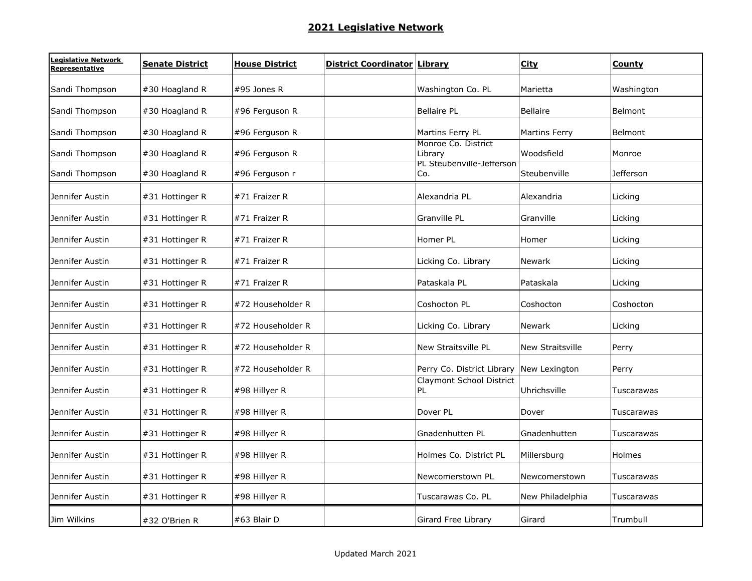## 2021 Legislative Network

| Legislative Network Representative | Senate District | House District | District Coordinator | Library | City | County |
|---|---|---|---|---|---|---|
| Sandi Thompson | #30 Hoagland R | #95 Jones R | | Washington Co. PL | Marietta | Washington |
| Sandi Thompson | #30 Hoagland R | #96 Ferguson R | | Bellaire PL | Bellaire | Belmont |
| Sandi Thompson | #30 Hoagland R | #96 Ferguson R | | Martins Ferry PL | Martins Ferry | Belmont |
| Sandi Thompson | #30 Hoagland R | #96 Ferguson R | | Monroe Co. District Library | Woodsfield | Monroe |
| Sandi Thompson | #30 Hoagland R | #96 Ferguson r | | PL Steubenville-Jefferson Co. | Steubenville | Jefferson |
| Jennifer Austin | #31 Hottinger R | #71 Fraizer R | | Alexandria PL | Alexandria | Licking |
| Jennifer Austin | #31 Hottinger R | #71 Fraizer R | | Granville PL | Granville | Licking |
| Jennifer Austin | #31 Hottinger R | #71 Fraizer R | | Homer PL | Homer | Licking |
| Jennifer Austin | #31 Hottinger R | #71 Fraizer R | | Licking Co. Library | Newark | Licking |
| Jennifer Austin | #31 Hottinger R | #71 Fraizer R | | Pataskala PL | Pataskala | Licking |
| Jennifer Austin | #31 Hottinger R | #72 Householder R | | Coshocton PL | Coshocton | Coshocton |
| Jennifer Austin | #31 Hottinger R | #72 Householder R | | Licking Co. Library | Newark | Licking |
| Jennifer Austin | #31 Hottinger R | #72 Householder R | | New Straitsville PL | New Straitsville | Perry |
| Jennifer Austin | #31 Hottinger R | #72 Householder R | | Perry Co. District Library | New Lexington | Perry |
| Jennifer Austin | #31 Hottinger R | #98 Hillyer R | | Claymont School District PL | Uhrichsville | Tuscarawas |
| Jennifer Austin | #31 Hottinger R | #98 Hillyer R | | Dover PL | Dover | Tuscarawas |
| Jennifer Austin | #31 Hottinger R | #98 Hillyer R | | Gnadenhutten PL | Gnadenhutten | Tuscarawas |
| Jennifer Austin | #31 Hottinger R | #98 Hillyer R | | Holmes Co. District PL | Millersburg | Holmes |
| Jennifer Austin | #31 Hottinger R | #98 Hillyer R | | Newcomerstown PL | Newcomerstown | Tuscarawas |
| Jennifer Austin | #31 Hottinger R | #98 Hillyer R | | Tuscarawas Co. PL | New Philadelphia | Tuscarawas |
| Jim Wilkins | #32 O'Brien R | #63 Blair D | | Girard Free Library | Girard | Trumbull |

Updated March 2021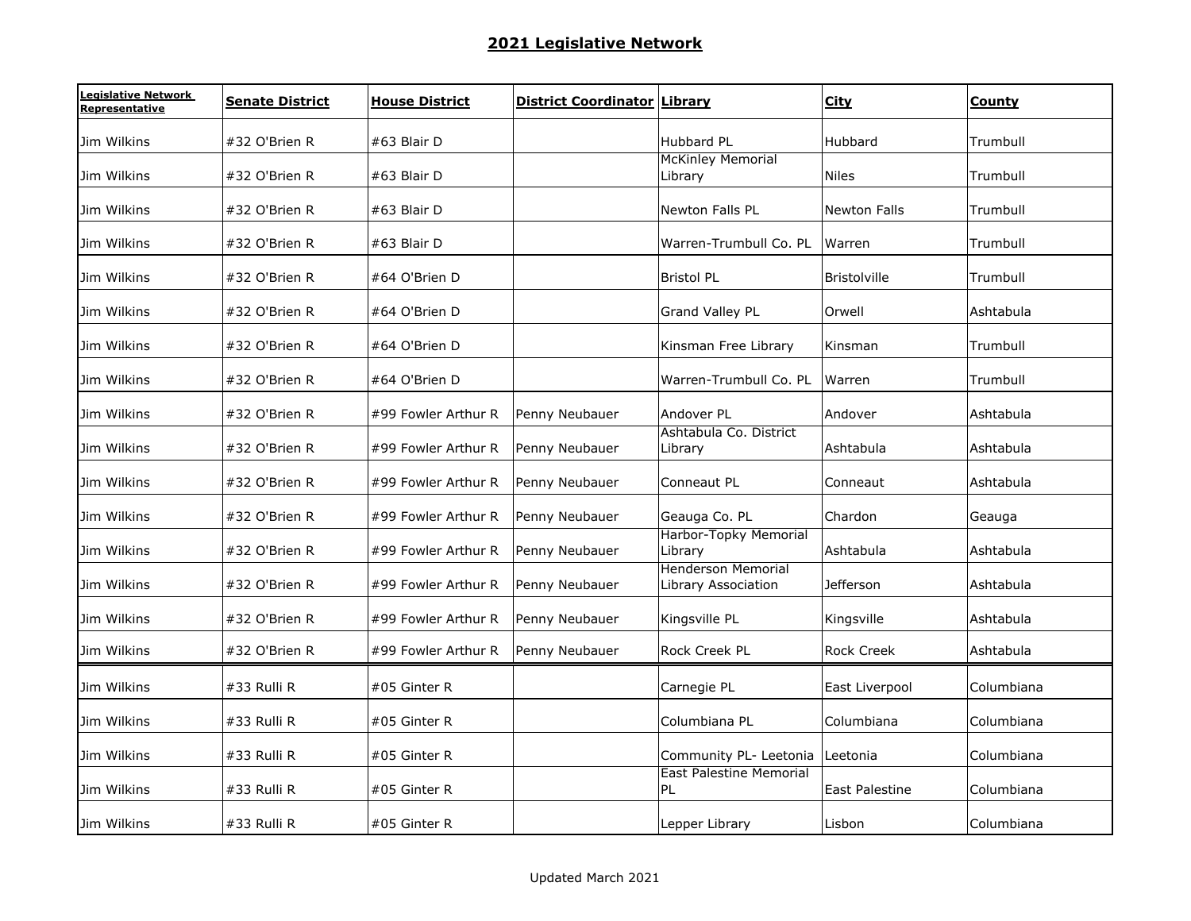## 2021 Legislative Network

| Legislative Network Representative | Senate District | House District | District Coordinator | Library | City | County |
|---|---|---|---|---|---|---|
| Jim Wilkins | #32 O'Brien R | #63 Blair D | | Hubbard PL | Hubbard | Trumbull |
| Jim Wilkins | #32 O'Brien R | #63 Blair D | | McKinley Memorial Library | Niles | Trumbull |
| Jim Wilkins | #32 O'Brien R | #63 Blair D | | Newton Falls PL | Newton Falls | Trumbull |
| Jim Wilkins | #32 O'Brien R | #63 Blair D | | Warren-Trumbull Co. PL | Warren | Trumbull |
| Jim Wilkins | #32 O'Brien R | #64 O'Brien D | | Bristol PL | Bristolville | Trumbull |
| Jim Wilkins | #32 O'Brien R | #64 O'Brien D | | Grand Valley PL | Orwell | Ashtabula |
| Jim Wilkins | #32 O'Brien R | #64 O'Brien D | | Kinsman Free Library | Kinsman | Trumbull |
| Jim Wilkins | #32 O'Brien R | #64 O'Brien D | | Warren-Trumbull Co. PL | Warren | Trumbull |
| Jim Wilkins | #32 O'Brien R | #99 Fowler Arthur R | Penny Neubauer | Andover PL | Andover | Ashtabula |
| Jim Wilkins | #32 O'Brien R | #99 Fowler Arthur R | Penny Neubauer | Ashtabula Co. District Library | Ashtabula | Ashtabula |
| Jim Wilkins | #32 O'Brien R | #99 Fowler Arthur R | Penny Neubauer | Conneaut PL | Conneaut | Ashtabula |
| Jim Wilkins | #32 O'Brien R | #99 Fowler Arthur R | Penny Neubauer | Geauga Co. PL | Chardon | Geauga |
| Jim Wilkins | #32 O'Brien R | #99 Fowler Arthur R | Penny Neubauer | Harbor-Topky Memorial Library | Ashtabula | Ashtabula |
| Jim Wilkins | #32 O'Brien R | #99 Fowler Arthur R | Penny Neubauer | Henderson Memorial Library Association | Jefferson | Ashtabula |
| Jim Wilkins | #32 O'Brien R | #99 Fowler Arthur R | Penny Neubauer | Kingsville PL | Kingsville | Ashtabula |
| Jim Wilkins | #32 O'Brien R | #99 Fowler Arthur R | Penny Neubauer | Rock Creek PL | Rock Creek | Ashtabula |
| Jim Wilkins | #33 Rulli R | #05 Ginter R | | Carnegie PL | East Liverpool | Columbiana |
| Jim Wilkins | #33 Rulli R | #05 Ginter R | | Columbiana PL | Columbiana | Columbiana |
| Jim Wilkins | #33 Rulli R | #05 Ginter R | | Community PL- Leetonia | Leetonia | Columbiana |
| Jim Wilkins | #33 Rulli R | #05 Ginter R | | East Palestine Memorial PL | East Palestine | Columbiana |
| Jim Wilkins | #33 Rulli R | #05 Ginter R | | Lepper Library | Lisbon | Columbiana |

Updated March 2021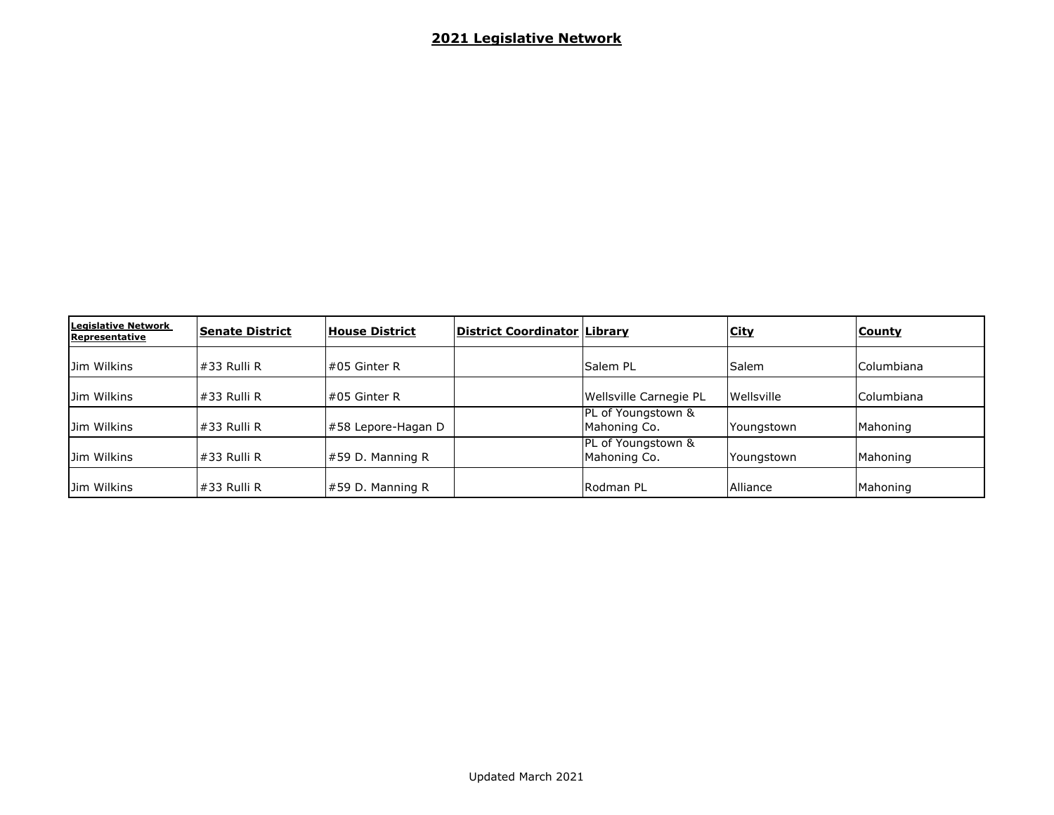## 2021 Legislative Network

| Legislative Network Representative | Senate District | House District | District Coordinator | Library | City | County |
|---|---|---|---|---|---|---|
| Jim Wilkins | #33 Rulli R | #05 Ginter R | | Salem PL | Salem | Columbiana |
| Jim Wilkins | #33 Rulli R | #05 Ginter R | | Wellsville Carnegie PL | Wellsville | Columbiana |
| Jim Wilkins | #33 Rulli R | #58 Lepore-Hagan D | | PL of Youngstown & Mahoning Co. | Youngstown | Mahoning |
| Jim Wilkins | #33 Rulli R | #59 D. Manning R | | PL of Youngstown & Mahoning Co. | Youngstown | Mahoning |
| Jim Wilkins | #33 Rulli R | #59 D. Manning R | | Rodman PL | Alliance | Mahoning |

Updated March 2021